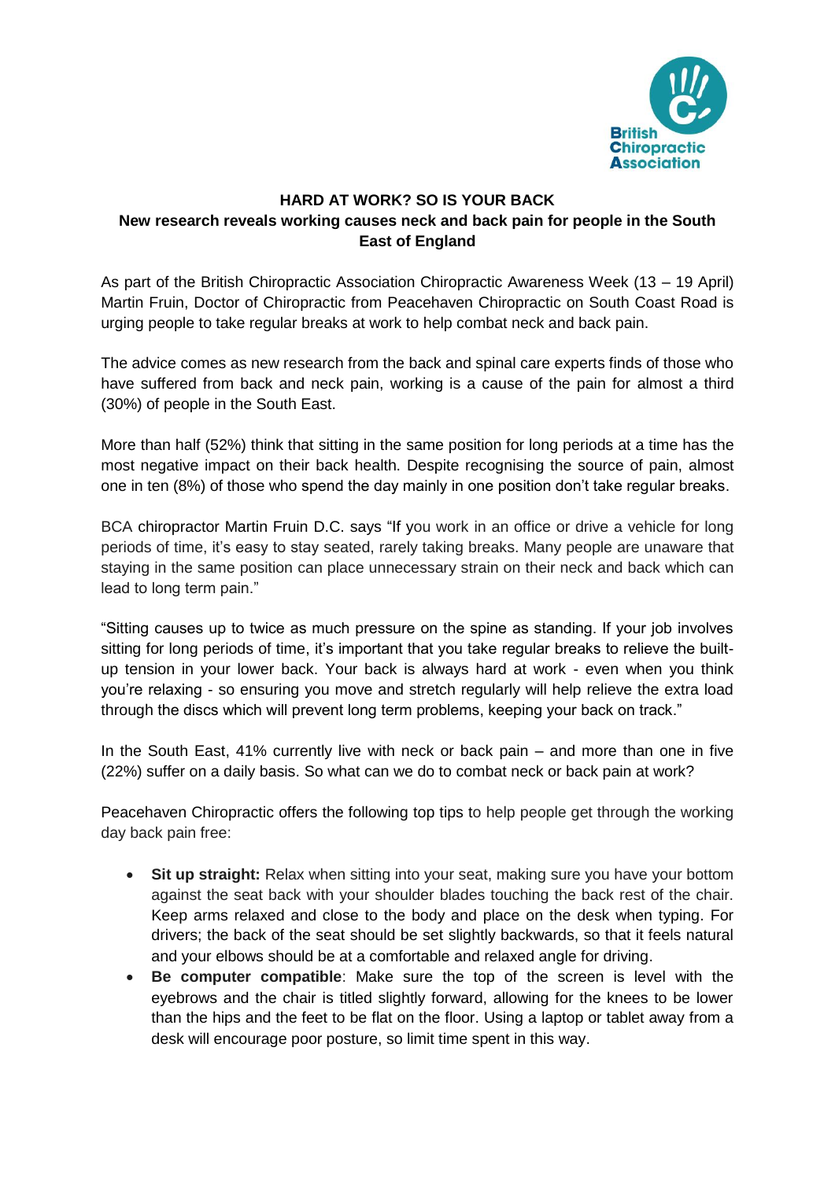British Chiropractic Association

**HARD AT WORK? SO IS YOUR BACK**
**New research reveals working causes neck and back pain for people in the South East of England**

As part of the British Chiropractic Association Chiropractic Awareness Week (13 – 19 April) Martin Fruin, Doctor of Chiropractic from Peacehaven Chiropractic on South Coast Road is urging people to take regular breaks at work to help combat neck and back pain.

The advice comes as new research from the back and spinal care experts finds of those who have suffered from back and neck pain, working is a cause of the pain for almost a third (30%) of people in the South East.

More than half (52%) think that sitting in the same position for long periods at a time has the most negative impact on their back health. Despite recognising the source of pain, almost one in ten (8%) of those who spend the day mainly in one position don't take regular breaks.

BCA chiropractor Martin Fruin D.C. says "If you work in an office or drive a vehicle for long periods of time, it's easy to stay seated, rarely taking breaks. Many people are unaware that staying in the same position can place unnecessary strain on their neck and back which can lead to long term pain."

"Sitting causes up to twice as much pressure on the spine as standing. If your job involves sitting for long periods of time, it's important that you take regular breaks to relieve the built-up tension in your lower back. Your back is always hard at work - even when you think you're relaxing - so ensuring you move and stretch regularly will help relieve the extra load through the discs which will prevent long term problems, keeping your back on track."

In the South East, 41% currently live with neck or back pain – and more than one in five (22%) suffer on a daily basis. So what can we do to combat neck or back pain at work?

Peacehaven Chiropractic offers the following top tips to help people get through the working day back pain free:

- **Sit up straight:** Relax when sitting into your seat, making sure you have your bottom against the seat back with your shoulder blades touching the back rest of the chair. Keep arms relaxed and close to the body and place on the desk when typing. For drivers; the back of the seat should be set slightly backwards, so that it feels natural and your elbows should be at a comfortable and relaxed angle for driving.
- **Be computer compatible**: Make sure the top of the screen is level with the eyebrows and the chair is titled slightly forward, allowing for the knees to be lower than the hips and the feet to be flat on the floor. Using a laptop or tablet away from a desk will encourage poor posture, so limit time spent in this way.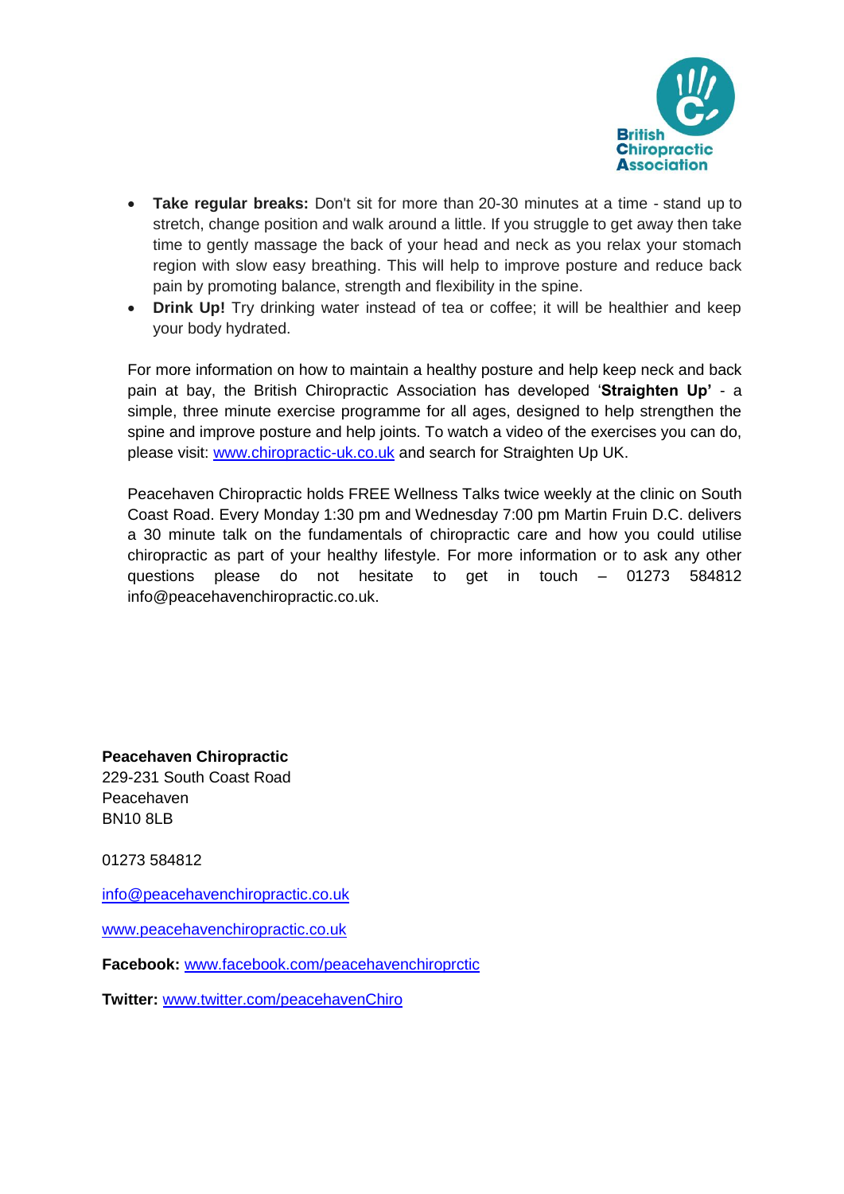- **Take regular breaks:** Don't sit for more than 20-30 minutes at a time - stand up to stretch, change position and walk around a little. If you struggle to get away then take time to gently massage the back of your head and neck as you relax your stomach region with slow easy breathing. This will help to improve posture and reduce back pain by promoting balance, strength and flexibility in the spine.
- **Drink Up!** Try drinking water instead of tea or coffee; it will be healthier and keep your body hydrated.

For more information on how to maintain a healthy posture and help keep neck and back pain at bay, the British Chiropractic Association has developed '**Straighten Up'** - a simple, three minute exercise programme for all ages, designed to help strengthen the spine and improve posture and help joints. To watch a video of the exercises you can do, please visit: [www.chiropractic-uk.co.uk](http://www.chiropractic-uk.co.uk) and search for Straighten Up UK.

Peacehaven Chiropractic holds FREE Wellness Talks twice weekly at the clinic on South Coast Road. Every Monday 1:30 pm and Wednesday 7:00 pm Martin Fruin D.C. delivers a 30 minute talk on the fundamentals of chiropractic care and how you could utilise chiropractic as part of your healthy lifestyle. For more information or to ask any other questions please do not hesitate to get in touch – 01273 584812 info@peacehavenchiropractic.co.uk.

**Peacehaven Chiropractic**
229-231 South Coast Road
Peacehaven
BN10 8LB

01273 584812

[info@peacehavenchiropractic.co.uk](mailto:info@peacehavenchiropractic.co.uk)

[www.peacehavenchiropractic.co.uk](http://www.peacehavenchiropractic.co.uk)

**Facebook:** [www.facebook.com/peacehavenchiroprctic](http://www.facebook.com/peacehavenchiroprctic)

**Twitter:** [www.twitter.com/peacehavenChiro](http://www.twitter.com/peacehavenChiro)